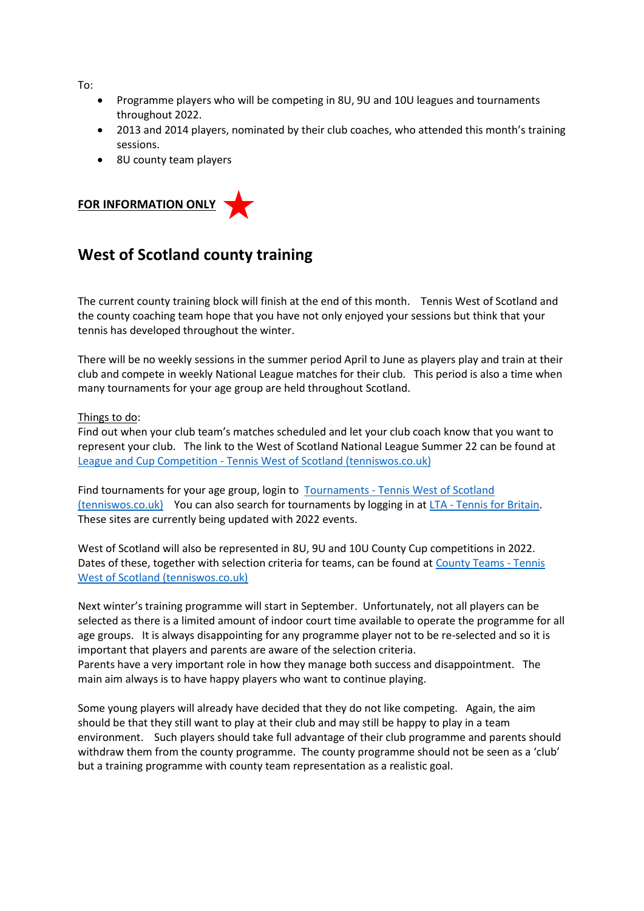To:

- Programme players who will be competing in 8U, 9U and 10U leagues and tournaments throughout 2022.
- 2013 and 2014 players, nominated by their club coaches, who attended this month's training sessions.
- 8U county team players

**FOR INFORMATION ONLY**

## West of Scotland county training

The current county training block will finish at the end of this month. Tennis West of Scotland and the county coaching team hope that you have not only enjoyed your sessions but think that your tennis has developed throughout the winter.

There will be no weekly sessions in the summer period April to June as players play and train at their club and compete in weekly National League matches for their club. This period is also a time when many tournaments for your age group are held throughout Scotland.

Things to do:
Find out when your club team's matches scheduled and let your club coach know that you want to represent your club. The link to the West of Scotland National League Summer 22 can be found at League and Cup Competition - Tennis West of Scotland (tenniswos.co.uk)

Find tournaments for your age group, login to Tournaments - Tennis West of Scotland (tenniswos.co.uk) You can also search for tournaments by logging in at LTA - Tennis for Britain. These sites are currently being updated with 2022 events.

West of Scotland will also be represented in 8U, 9U and 10U County Cup competitions in 2022. Dates of these, together with selection criteria for teams, can be found at County Teams - Tennis West of Scotland (tenniswos.co.uk)

Next winter's training programme will start in September. Unfortunately, not all players can be selected as there is a limited amount of indoor court time available to operate the programme for all age groups. It is always disappointing for any programme player not to be re-selected and so it is important that players and parents are aware of the selection criteria.
Parents have a very important role in how they manage both success and disappointment. The main aim always is to have happy players who want to continue playing.

Some young players will already have decided that they do not like competing. Again, the aim should be that they still want to play at their club and may still be happy to play in a team environment. Such players should take full advantage of their club programme and parents should withdraw them from the county programme. The county programme should not be seen as a 'club' but a training programme with county team representation as a realistic goal.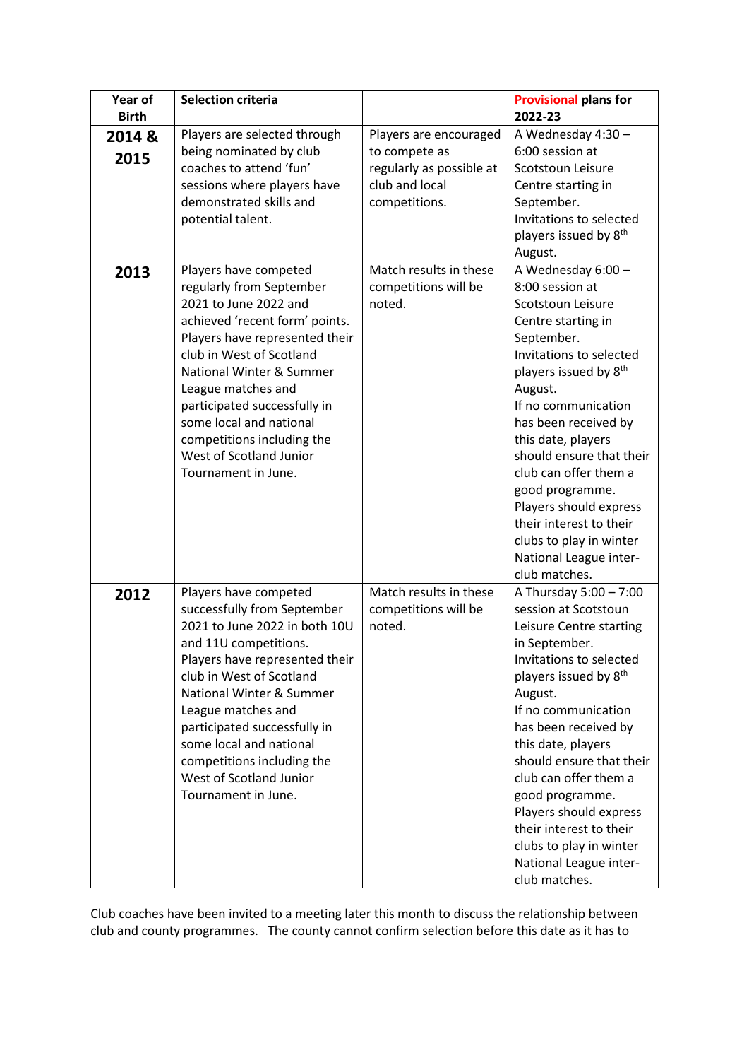| Year of Birth | Selection criteria | | Provisional plans for 2022-23 |
|---|---|---|---|
| **2014 & 2015** | Players are selected through being nominated by club coaches to attend 'fun' sessions where players have demonstrated skills and potential talent. | Players are encouraged to compete as regularly as possible at club and local competitions. | A Wednesday 4:30 – 6:00 session at Scotstoun Leisure Centre starting in September. Invitations to selected players issued by 8th August. |
| **2013** | Players have competed regularly from September 2021 to June 2022 and achieved 'recent form' points. Players have represented their club in West of Scotland National Winter & Summer League matches and participated successfully in some local and national competitions including the West of Scotland Junior Tournament in June. | Match results in these competitions will be noted. | A Wednesday 6:00 – 8:00 session at Scotstoun Leisure Centre starting in September. Invitations to selected players issued by 8th August. If no communication has been received by this date, players should ensure that their club can offer them a good programme. Players should express their interest to their clubs to play in winter National League inter-club matches. |
| **2012** | Players have competed successfully from September 2021 to June 2022 in both 10U and 11U competitions. Players have represented their club in West of Scotland National Winter & Summer League matches and participated successfully in some local and national competitions including the West of Scotland Junior Tournament in June. | Match results in these competitions will be noted. | A Thursday 5:00 – 7:00 session at Scotstoun Leisure Centre starting in September. Invitations to selected players issued by 8th August. If no communication has been received by this date, players should ensure that their club can offer them a good programme. Players should express their interest to their clubs to play in winter National League inter-club matches. |

Club coaches have been invited to a meeting later this month to discuss the relationship between club and county programmes. The county cannot confirm selection before this date as it has to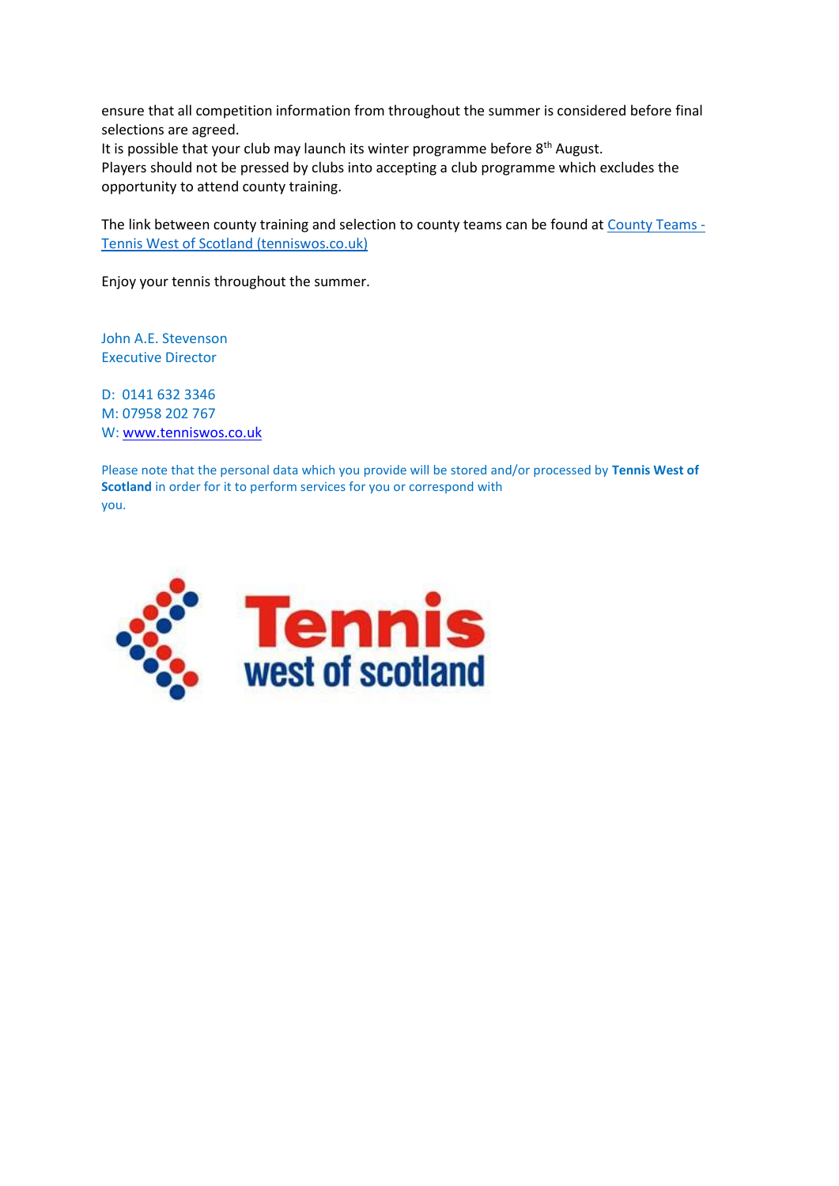ensure that all competition information from throughout the summer is considered before final selections are agreed.
It is possible that your club may launch its winter programme before 8th August.
Players should not be pressed by clubs into accepting a club programme which excludes the opportunity to attend county training.

The link between county training and selection to county teams can be found at [County Teams - Tennis West of Scotland (tenniswos.co.uk)](https://www.tenniswos.co.uk)

Enjoy your tennis throughout the summer.

John A.E. Stevenson
Executive Director

D: 0141 632 3346
M: 07958 202 767
W: [www.tenniswos.co.uk](http://www.tenniswos.co.uk)

Please note that the personal data which you provide will be stored and/or processed by **Tennis West of Scotland** in order for it to perform services for you or correspond with you.